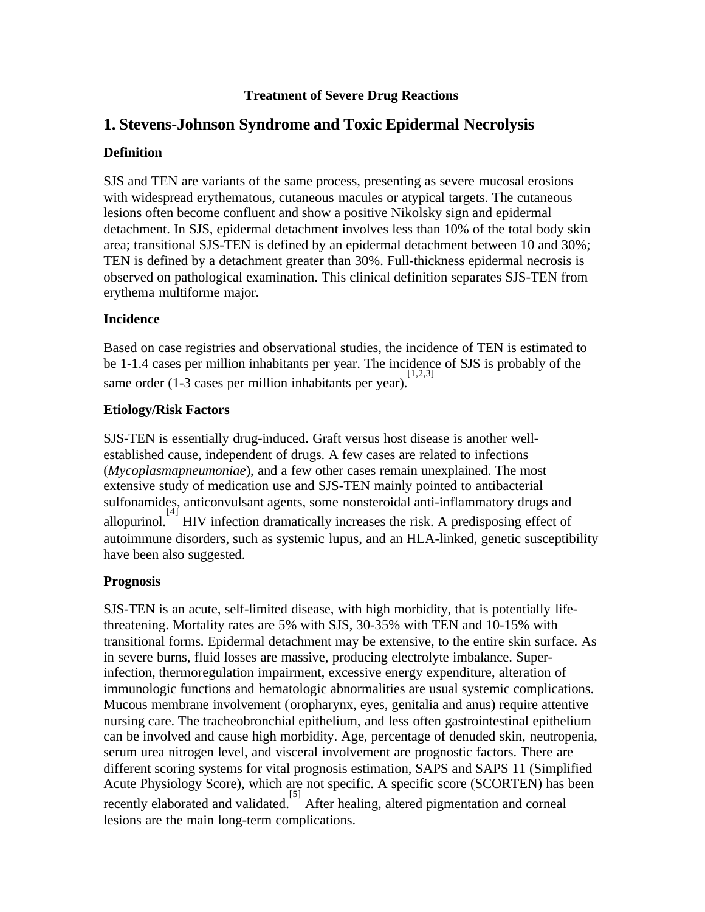**Treatment of Severe Drug Reactions**

# 1. Stevens-Johnson Syndrome and Toxic Epidermal Necrolysis

### Definition

SJS and TEN are variants of the same process, presenting as severe mucosal erosions with widespread erythematous, cutaneous macules or atypical targets. The cutaneous lesions often become confluent and show a positive Nikolsky sign and epidermal detachment. In SJS, epidermal detachment involves less than 10% of the total body skin area; transitional SJS-TEN is defined by an epidermal detachment between 10 and 30%; TEN is defined by a detachment greater than 30%. Full-thickness epidermal necrosis is observed on pathological examination. This clinical definition separates SJS-TEN from erythema multiforme major.

### Incidence

Based on case registries and observational studies, the incidence of TEN is estimated to be 1-1.4 cases per million inhabitants per year. The incidence of SJS is probably of the same order (1-3 cases per million inhabitants per year).[1,2,3]

### Etiology/Risk Factors

SJS-TEN is essentially drug-induced. Graft versus host disease is another well-established cause, independent of drugs. A few cases are related to infections (*Mycoplasmapneumoniae*), and a few other cases remain unexplained. The most extensive study of medication use and SJS-TEN mainly pointed to antibacterial sulfonamides, anticonvulsant agents, some nonsteroidal anti-inflammatory drugs and allopurinol.[4] HIV infection dramatically increases the risk. A predisposing effect of autoimmune disorders, such as systemic lupus, and an HLA-linked, genetic susceptibility have been also suggested.

### Prognosis

SJS-TEN is an acute, self-limited disease, with high morbidity, that is potentially life-threatening. Mortality rates are 5% with SJS, 30-35% with TEN and 10-15% with transitional forms. Epidermal detachment may be extensive, to the entire skin surface. As in severe burns, fluid losses are massive, producing electrolyte imbalance. Super-infection, thermoregulation impairment, excessive energy expenditure, alteration of immunologic functions and hematologic abnormalities are usual systemic complications. Mucous membrane involvement (oropharynx, eyes, genitalia and anus) require attentive nursing care. The tracheobronchial epithelium, and less often gastrointestinal epithelium can be involved and cause high morbidity. Age, percentage of denuded skin, neutropenia, serum urea nitrogen level, and visceral involvement are prognostic factors. There are different scoring systems for vital prognosis estimation, SAPS and SAPS 11 (Simplified Acute Physiology Score), which are not specific. A specific score (SCORTEN) has been recently elaborated and validated.[5] After healing, altered pigmentation and corneal lesions are the main long-term complications.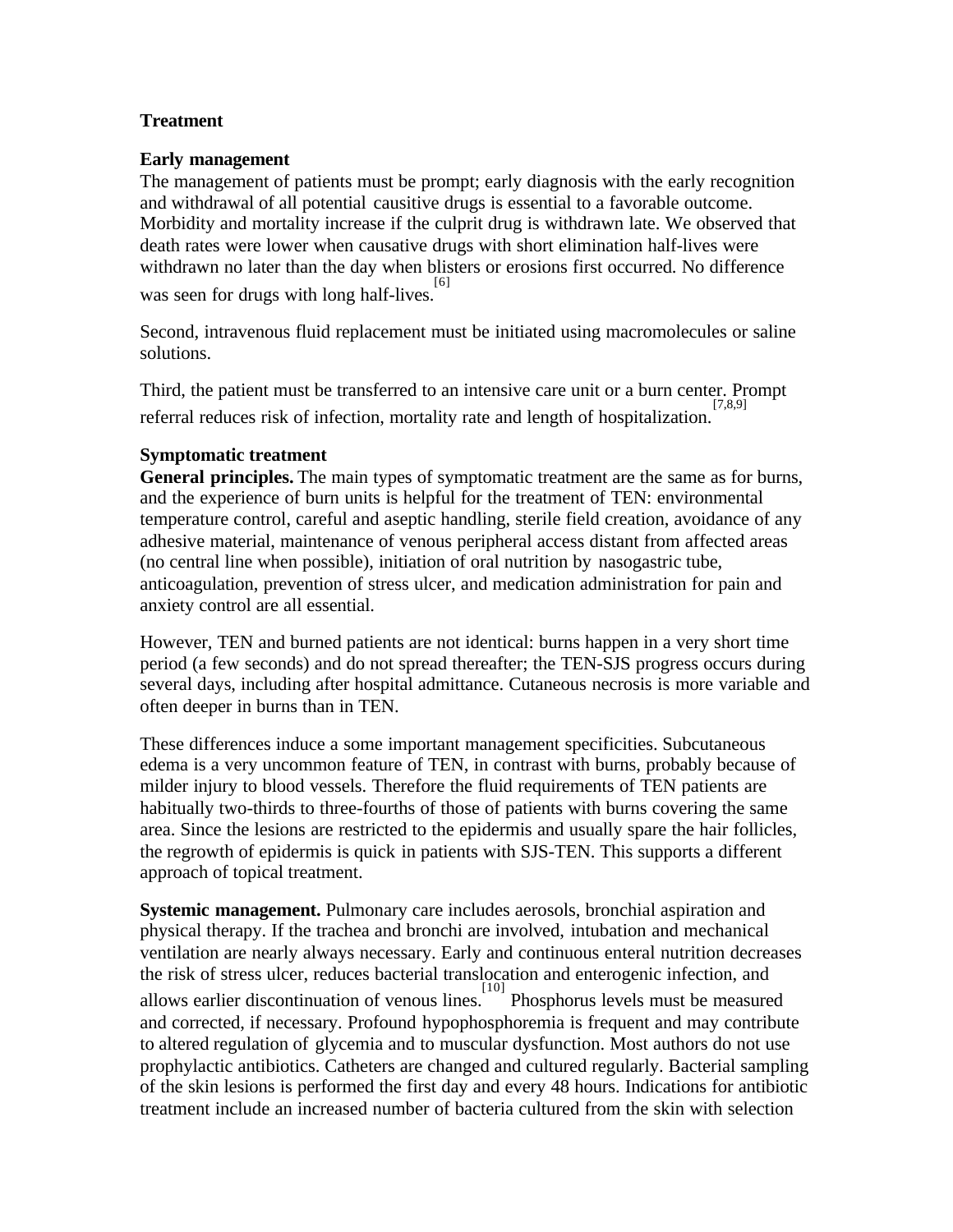## Treatment

### Early management

The management of patients must be prompt; early diagnosis with the early recognition and withdrawal of all potential causitive drugs is essential to a favorable outcome. Morbidity and mortality increase if the culprit drug is withdrawn late. We observed that death rates were lower when causative drugs with short elimination half-lives were withdrawn no later than the day when blisters or erosions first occurred. No difference was seen for drugs with long half-lives.[6]

Second, intravenous fluid replacement must be initiated using macromolecules or saline solutions.

Third, the patient must be transferred to an intensive care unit or a burn center. Prompt referral reduces risk of infection, mortality rate and length of hospitalization.[7,8,9]

### Symptomatic treatment

**General principles.** The main types of symptomatic treatment are the same as for burns, and the experience of burn units is helpful for the treatment of TEN: environmental temperature control, careful and aseptic handling, sterile field creation, avoidance of any adhesive material, maintenance of venous peripheral access distant from affected areas (no central line when possible), initiation of oral nutrition by nasogastric tube, anticoagulation, prevention of stress ulcer, and medication administration for pain and anxiety control are all essential.

However, TEN and burned patients are not identical: burns happen in a very short time period (a few seconds) and do not spread thereafter; the TEN-SJS progress occurs during several days, including after hospital admittance. Cutaneous necrosis is more variable and often deeper in burns than in TEN.

These differences induce a some important management specificities. Subcutaneous edema is a very uncommon feature of TEN, in contrast with burns, probably because of milder injury to blood vessels. Therefore the fluid requirements of TEN patients are habitually two-thirds to three-fourths of those of patients with burns covering the same area. Since the lesions are restricted to the epidermis and usually spare the hair follicles, the regrowth of epidermis is quick in patients with SJS-TEN. This supports a different approach of topical treatment.

**Systemic management.** Pulmonary care includes aerosols, bronchial aspiration and physical therapy. If the trachea and bronchi are involved, intubation and mechanical ventilation are nearly always necessary. Early and continuous enteral nutrition decreases the risk of stress ulcer, reduces bacterial translocation and enterogenic infection, and allows earlier discontinuation of venous lines.[10] Phosphorus levels must be measured and corrected, if necessary. Profound hypophosphoremia is frequent and may contribute to altered regulation of glycemia and to muscular dysfunction. Most authors do not use prophylactic antibiotics. Catheters are changed and cultured regularly. Bacterial sampling of the skin lesions is performed the first day and every 48 hours. Indications for antibiotic treatment include an increased number of bacteria cultured from the skin with selection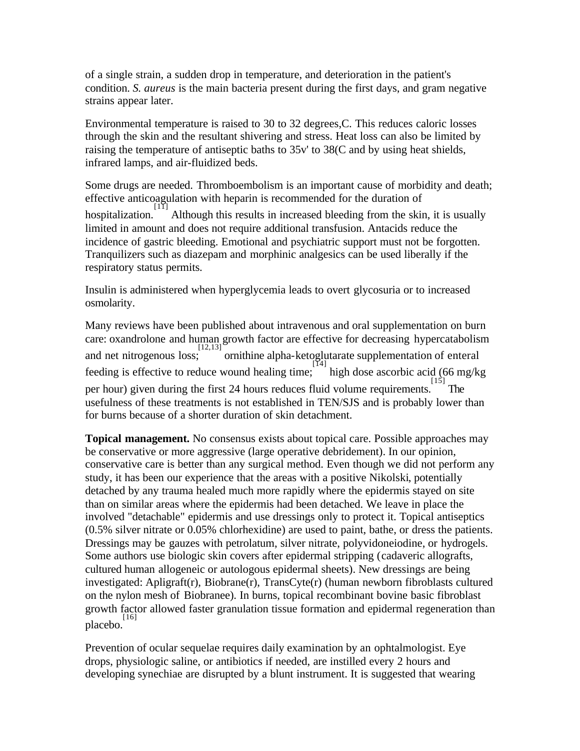of a single strain, a sudden drop in temperature, and deterioration in the patient's condition. *S. aureus* is the main bacteria present during the first days, and gram negative strains appear later.

Environmental temperature is raised to 30 to 32 degrees,C. This reduces caloric losses through the skin and the resultant shivering and stress. Heat loss can also be limited by raising the temperature of antiseptic baths to 35v' to 38(C and by using heat shields, infrared lamps, and air-fluidized beds.

Some drugs are needed. Thromboembolism is an important cause of morbidity and death; effective anticoagulation with heparin is recommended for the duration of hospitalization.[11] Although this results in increased bleeding from the skin, it is usually limited in amount and does not require additional transfusion. Antacids reduce the incidence of gastric bleeding. Emotional and psychiatric support must not be forgotten. Tranquilizers such as diazepam and morphinic analgesics can be used liberally if the respiratory status permits.

Insulin is administered when hyperglycemia leads to overt glycosuria or to increased osmolarity.

Many reviews have been published about intravenous and oral supplementation on burn care: oxandrolone and human growth factor are effective for decreasing hypercatabolism and net nitrogenous loss;[12,13] ornithine alpha-ketoglutarate supplementation of enteral feeding is effective to reduce wound healing time;[14] high dose ascorbic acid (66 mg/kg per hour) given during the first 24 hours reduces fluid volume requirements.[15] The usefulness of these treatments is not established in TEN/SJS and is probably lower than for burns because of a shorter duration of skin detachment.

**Topical management.** No consensus exists about topical care. Possible approaches may be conservative or more aggressive (large operative debridement). In our opinion, conservative care is better than any surgical method. Even though we did not perform any study, it has been our experience that the areas with a positive Nikolski, potentially detached by any trauma healed much more rapidly where the epidermis stayed on site than on similar areas where the epidermis had been detached. We leave in place the involved "detachable" epidermis and use dressings only to protect it. Topical antiseptics (0.5% silver nitrate or 0.05% chlorhexidine) are used to paint, bathe, or dress the patients. Dressings may be gauzes with petrolatum, silver nitrate, polyvidoneiodine, or hydrogels. Some authors use biologic skin covers after epidermal stripping (cadaveric allografts, cultured human allogeneic or autologous epidermal sheets). New dressings are being investigated: Apligraft(r), Biobrane(r), TransCyte(r) (human newborn fibroblasts cultured on the nylon mesh of Biobranee). In burns, topical recombinant bovine basic fibroblast growth factor allowed faster granulation tissue formation and epidermal regeneration than placebo.[16]

Prevention of ocular sequelae requires daily examination by an ophtalmologist. Eye drops, physiologic saline, or antibiotics if needed, are instilled every 2 hours and developing synechiae are disrupted by a blunt instrument. It is suggested that wearing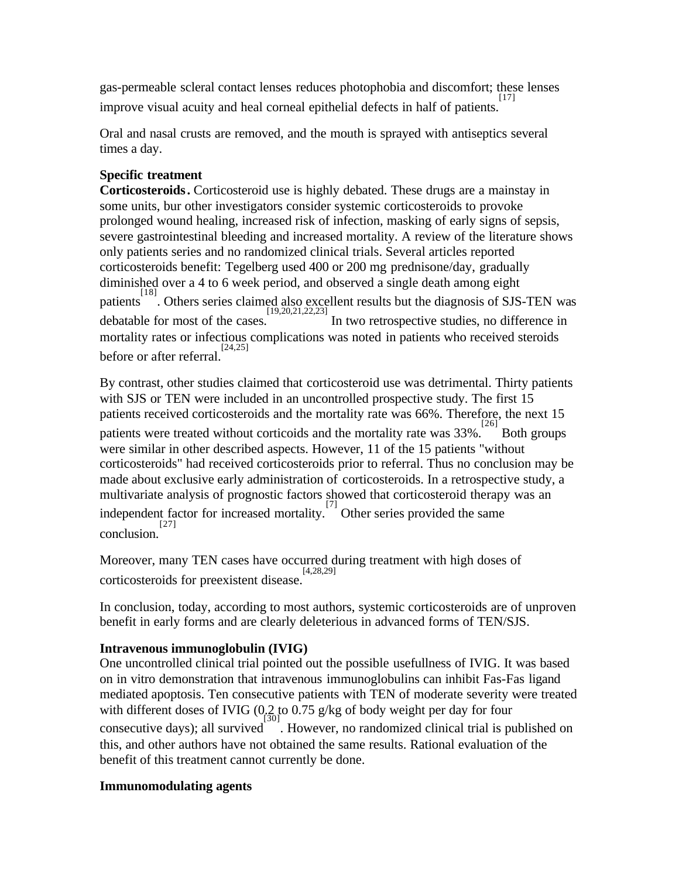gas-permeable scleral contact lenses reduces photophobia and discomfort; these lenses improve visual acuity and heal corneal epithelial defects in half of patients.[17]

Oral and nasal crusts are removed, and the mouth is sprayed with antiseptics several times a day.

**Specific treatment**

**Corticosteroids.** Corticosteroid use is highly debated. These drugs are a mainstay in some units, bur other investigators consider systemic corticosteroids to provoke prolonged wound healing, increased risk of infection, masking of early signs of sepsis, severe gastrointestinal bleeding and increased mortality. A review of the literature shows only patients series and no randomized clinical trials. Several articles reported corticosteroids benefit: Tegelberg used 400 or 200 mg prednisone/day, gradually diminished over a 4 to 6 week period, and observed a single death among eight patients[18]. Others series claimed also excellent results but the diagnosis of SJS-TEN was debatable for most of the cases.[19,20,21,22,23] In two retrospective studies, no difference in mortality rates or infectious complications was noted in patients who received steroids before or after referral.[24,25]

By contrast, other studies claimed that corticosteroid use was detrimental. Thirty patients with SJS or TEN were included in an uncontrolled prospective study. The first 15 patients received corticosteroids and the mortality rate was 66%. Therefore, the next 15 patients were treated without corticoids and the mortality rate was 33%.[26] Both groups were similar in other described aspects. However, 11 of the 15 patients "without corticosteroids" had received corticosteroids prior to referral. Thus no conclusion may be made about exclusive early administration of corticosteroids. In a retrospective study, a multivariate analysis of prognostic factors showed that corticosteroid therapy was an independent factor for increased mortality.[7] Other series provided the same conclusion.[27]

Moreover, many TEN cases have occurred during treatment with high doses of corticosteroids for preexistent disease.[4,28,29]

In conclusion, today, according to most authors, systemic corticosteroids are of unproven benefit in early forms and are clearly deleterious in advanced forms of TEN/SJS.

**Intravenous immunoglobulin (IVIG)**

One uncontrolled clinical trial pointed out the possible usefullness of IVIG. It was based on in vitro demonstration that intravenous immunoglobulins can inhibit Fas-Fas ligand mediated apoptosis. Ten consecutive patients with TEN of moderate severity were treated with different doses of IVIG (0.2 to 0.75 g/kg of body weight per day for four consecutive days); all survived[30]. However, no randomized clinical trial is published on this, and other authors have not obtained the same results. Rational evaluation of the benefit of this treatment cannot currently be done.

**Immunomodulating agents**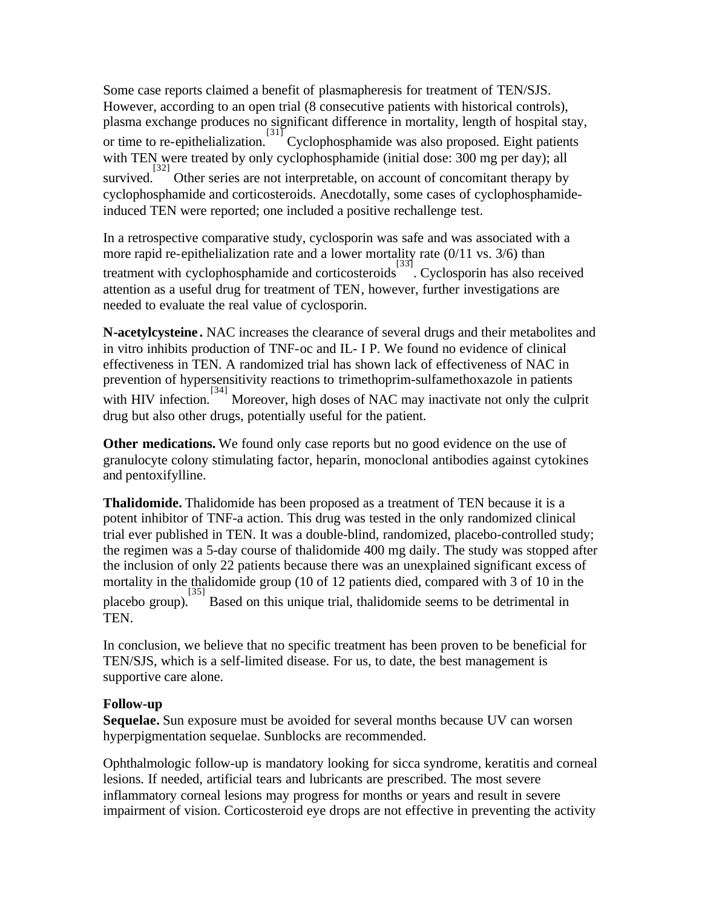Some case reports claimed a benefit of plasmapheresis for treatment of TEN/SJS. However, according to an open trial (8 consecutive patients with historical controls), plasma exchange produces no significant difference in mortality, length of hospital stay, or time to re-epithelialization.[31] Cyclophosphamide was also proposed. Eight patients with TEN were treated by only cyclophosphamide (initial dose: 300 mg per day); all survived.[32] Other series are not interpretable, on account of concomitant therapy by cyclophosphamide and corticosteroids. Anecdotally, some cases of cyclophosphamide-induced TEN were reported; one included a positive rechallenge test.

In a retrospective comparative study, cyclosporin was safe and was associated with a more rapid re-epithelialization rate and a lower mortality rate (0/11 vs. 3/6) than treatment with cyclophosphamide and corticosteroids[33]. Cyclosporin has also received attention as a useful drug for treatment of TEN, however, further investigations are needed to evaluate the real value of cyclosporin.

**N-acetylcysteine.** NAC increases the clearance of several drugs and their metabolites and in vitro inhibits production of TNF-oc and IL- I P. We found no evidence of clinical effectiveness in TEN. A randomized trial has shown lack of effectiveness of NAC in prevention of hypersensitivity reactions to trimethoprim-sulfamethoxazole in patients with HIV infection.[34] Moreover, high doses of NAC may inactivate not only the culprit drug but also other drugs, potentially useful for the patient.

**Other medications.** We found only case reports but no good evidence on the use of granulocyte colony stimulating factor, heparin, monoclonal antibodies against cytokines and pentoxifylline.

**Thalidomide.** Thalidomide has been proposed as a treatment of TEN because it is a potent inhibitor of TNF-a action. This drug was tested in the only randomized clinical trial ever published in TEN. It was a double-blind, randomized, placebo-controlled study; the regimen was a 5-day course of thalidomide 400 mg daily. The study was stopped after the inclusion of only 22 patients because there was an unexplained significant excess of mortality in the thalidomide group (10 of 12 patients died, compared with 3 of 10 in the placebo group).[35] Based on this unique trial, thalidomide seems to be detrimental in TEN.

In conclusion, we believe that no specific treatment has been proven to be beneficial for TEN/SJS, which is a self-limited disease. For us, to date, the best management is supportive care alone.

**Follow-up**

**Sequelae.** Sun exposure must be avoided for several months because UV can worsen hyperpigmentation sequelae. Sunblocks are recommended.

Ophthalmologic follow-up is mandatory looking for sicca syndrome, keratitis and corneal lesions. If needed, artificial tears and lubricants are prescribed. The most severe inflammatory corneal lesions may progress for months or years and result in severe impairment of vision. Corticosteroid eye drops are not effective in preventing the activity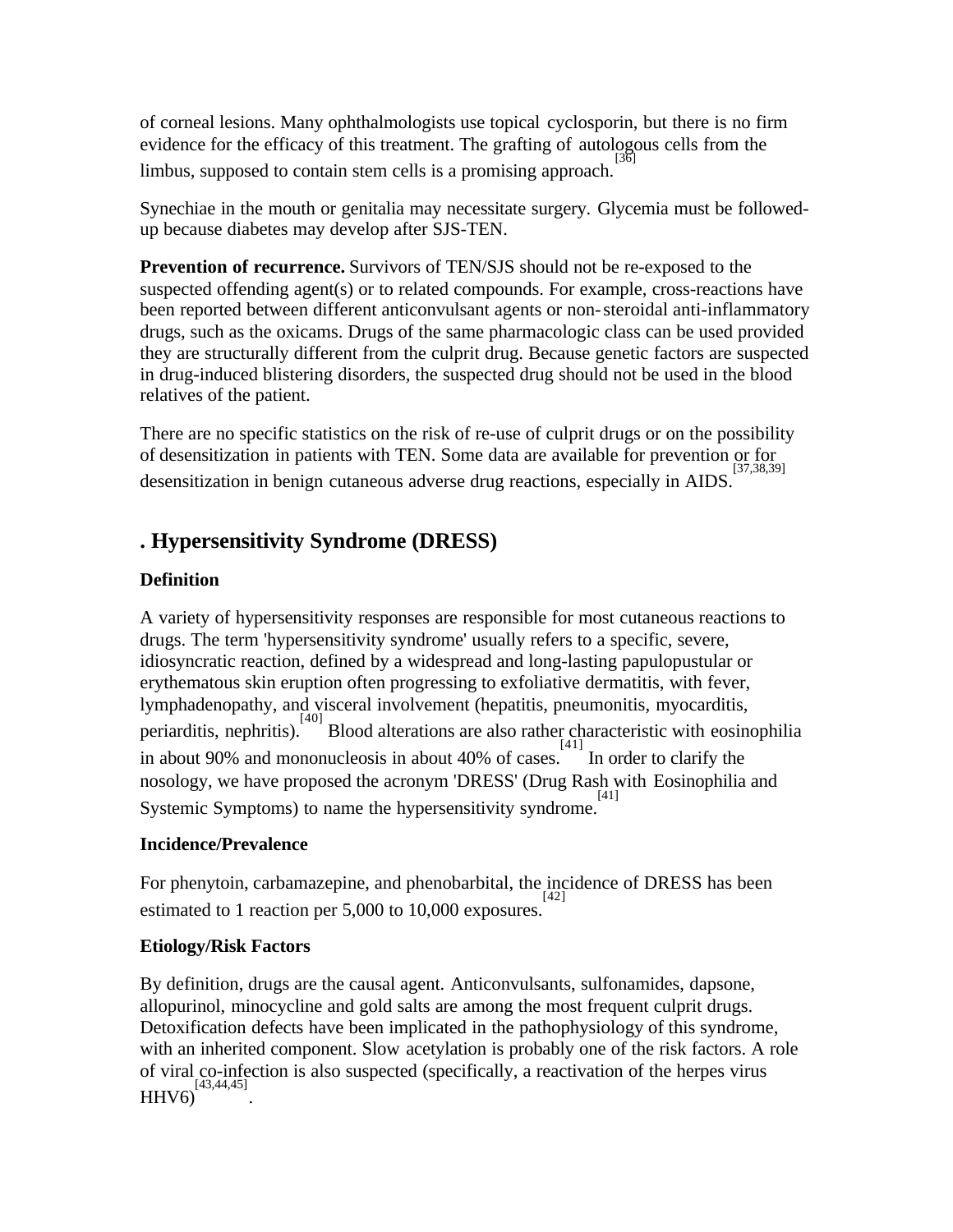of corneal lesions. Many ophthalmologists use topical cyclosporin, but there is no firm evidence for the efficacy of this treatment. The grafting of autologous cells from the limbus, supposed to contain stem cells is a promising approach.[36]

Synechiae in the mouth or genitalia may necessitate surgery. Glycemia must be followed-up because diabetes may develop after SJS-TEN.

**Prevention of recurrence.** Survivors of TEN/SJS should not be re-exposed to the suspected offending agent(s) or to related compounds. For example, cross-reactions have been reported between different anticonvulsant agents or non-steroidal anti-inflammatory drugs, such as the oxicams. Drugs of the same pharmacologic class can be used provided they are structurally different from the culprit drug. Because genetic factors are suspected in drug-induced blistering disorders, the suspected drug should not be used in the blood relatives of the patient.

There are no specific statistics on the risk of re-use of culprit drugs or on the possibility of desensitization in patients with TEN. Some data are available for prevention or for desensitization in benign cutaneous adverse drug reactions, especially in AIDS.[37,38,39]

## . Hypersensitivity Syndrome (DRESS)

### Definition

A variety of hypersensitivity responses are responsible for most cutaneous reactions to drugs. The term 'hypersensitivity syndrome' usually refers to a specific, severe, idiosyncratic reaction, defined by a widespread and long-lasting papulopustular or erythematous skin eruption often progressing to exfoliative dermatitis, with fever, lymphadenopathy, and visceral involvement (hepatitis, pneumonitis, myocarditis, periarditis, nephritis).[40] Blood alterations are also rather characteristic with eosinophilia in about 90% and mononucleosis in about 40% of cases.[41] In order to clarify the nosology, we have proposed the acronym 'DRESS' (Drug Rash with Eosinophilia and Systemic Symptoms) to name the hypersensitivity syndrome.[41]

### Incidence/Prevalence

For phenytoin, carbamazepine, and phenobarbital, the incidence of DRESS has been estimated to 1 reaction per 5,000 to 10,000 exposures.[42]

### Etiology/Risk Factors

By definition, drugs are the causal agent. Anticonvulsants, sulfonamides, dapsone, allopurinol, minocycline and gold salts are among the most frequent culprit drugs. Detoxification defects have been implicated in the pathophysiology of this syndrome, with an inherited component. Slow acetylation is probably one of the risk factors. A role of viral co-infection is also suspected (specifically, a reactivation of the herpes virus HHV6)[43,44,45].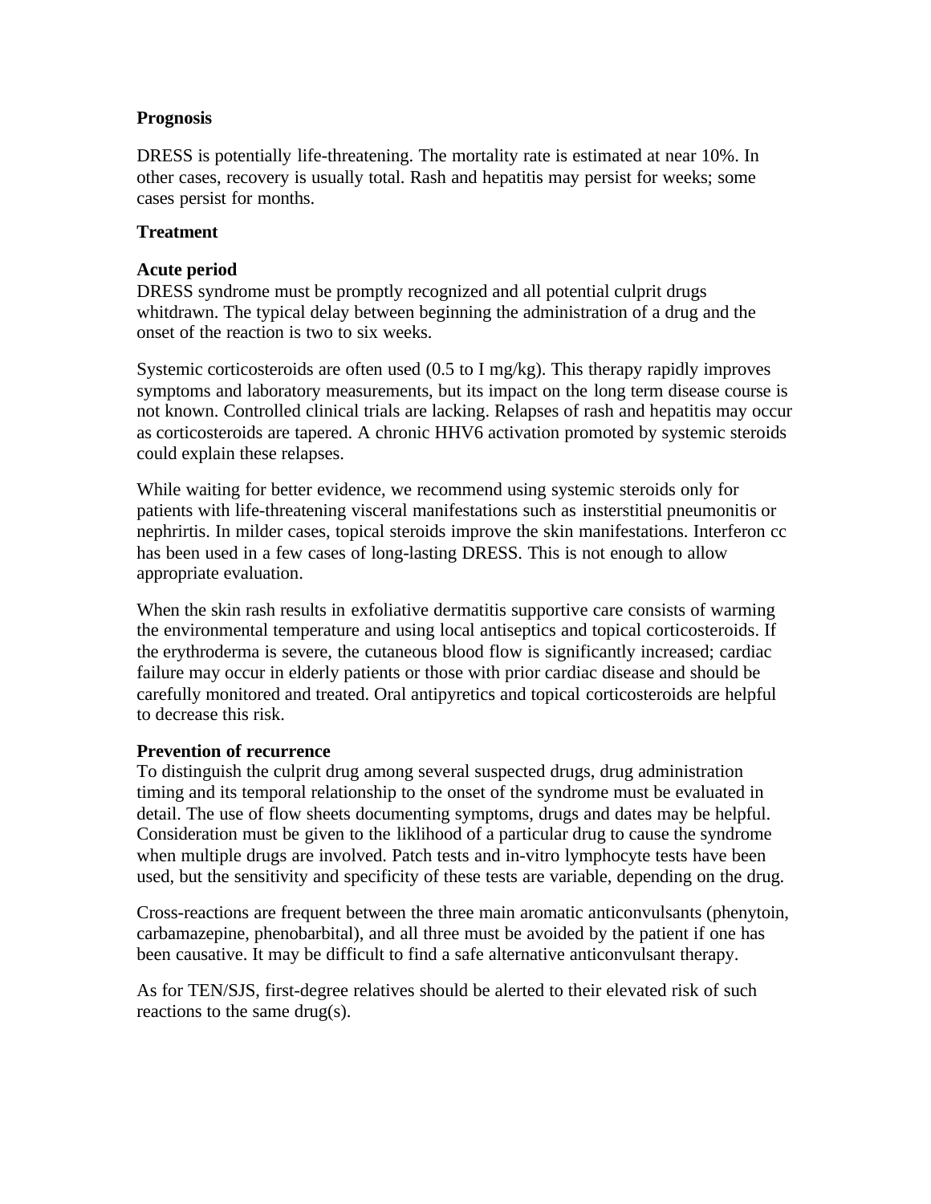**Prognosis**

DRESS is potentially life-threatening. The mortality rate is estimated at near 10%. In other cases, recovery is usually total. Rash and hepatitis may persist for weeks; some cases persist for months.

**Treatment**

**Acute period**
DRESS syndrome must be promptly recognized and all potential culprit drugs whitdrawn. The typical delay between beginning the administration of a drug and the onset of the reaction is two to six weeks.

Systemic corticosteroids are often used (0.5 to I mg/kg). This therapy rapidly improves symptoms and laboratory measurements, but its impact on the long term disease course is not known. Controlled clinical trials are lacking. Relapses of rash and hepatitis may occur as corticosteroids are tapered. A chronic HHV6 activation promoted by systemic steroids could explain these relapses.

While waiting for better evidence, we recommend using systemic steroids only for patients with life-threatening visceral manifestations such as insterstitial pneumonitis or nephrirtis. In milder cases, topical steroids improve the skin manifestations. Interferon cc has been used in a few cases of long-lasting DRESS. This is not enough to allow appropriate evaluation.

When the skin rash results in exfoliative dermatitis supportive care consists of warming the environmental temperature and using local antiseptics and topical corticosteroids. If the erythroderma is severe, the cutaneous blood flow is significantly increased; cardiac failure may occur in elderly patients or those with prior cardiac disease and should be carefully monitored and treated. Oral antipyretics and topical corticosteroids are helpful to decrease this risk.

**Prevention of recurrence**
To distinguish the culprit drug among several suspected drugs, drug administration timing and its temporal relationship to the onset of the syndrome must be evaluated in detail. The use of flow sheets documenting symptoms, drugs and dates may be helpful. Consideration must be given to the liklihood of a particular drug to cause the syndrome when multiple drugs are involved. Patch tests and in-vitro lymphocyte tests have been used, but the sensitivity and specificity of these tests are variable, depending on the drug.

Cross-reactions are frequent between the three main aromatic anticonvulsants (phenytoin, carbamazepine, phenobarbital), and all three must be avoided by the patient if one has been causative. It may be difficult to find a safe alternative anticonvulsant therapy.

As for TEN/SJS, first-degree relatives should be alerted to their elevated risk of such reactions to the same drug(s).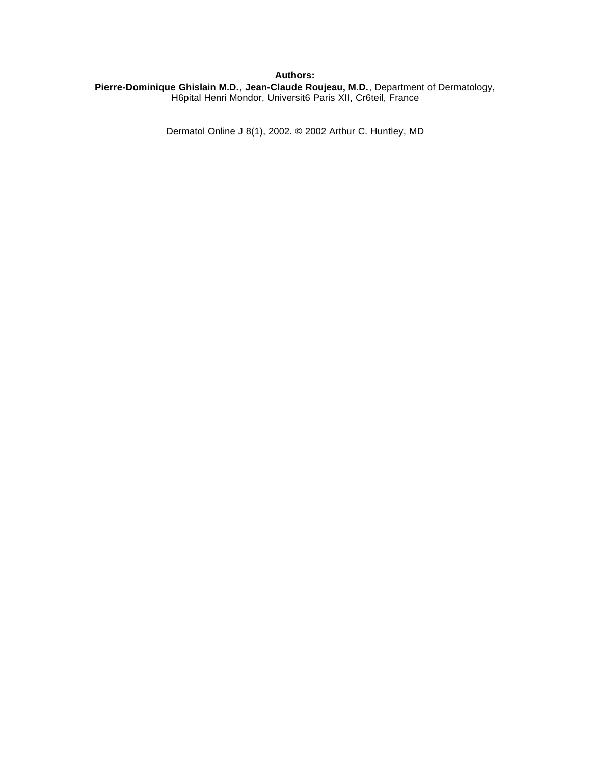**Authors:**

**Pierre-Dominique Ghislain M.D.**, **Jean-Claude Roujeau, M.D.**, Department of Dermatology, H6pital Henri Mondor, Universit6 Paris XII, Cr6teil, France

Dermatol Online J 8(1), 2002. © 2002 Arthur C. Huntley, MD